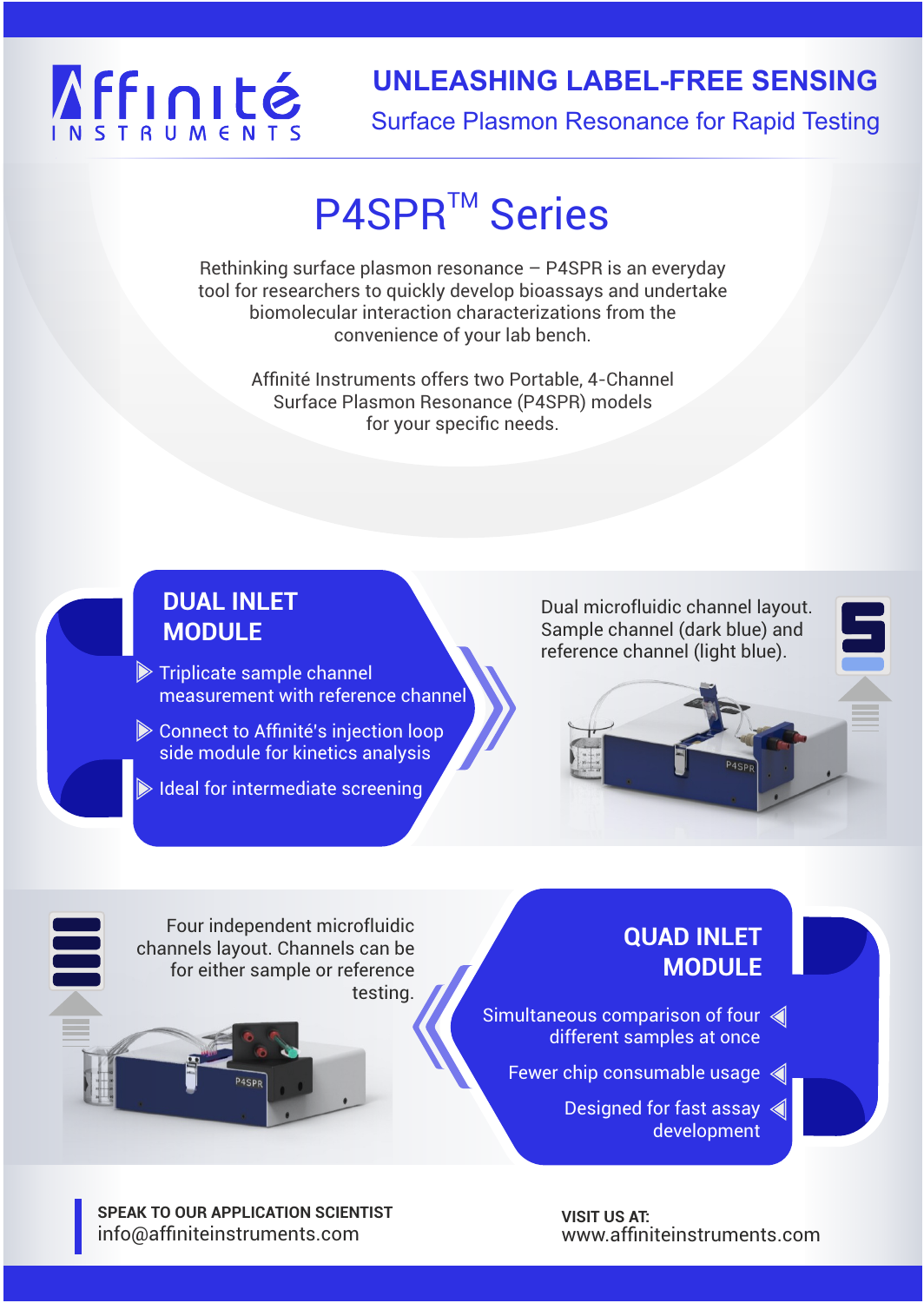# Affinité INSTRUMENTS

**UNLEASHING LABEL-FREE SENSING**

Surface Plasmon Resonance for Rapid Testing

## P4SPR™ Series

Rethinking surface plasmon resonance – P4SPR is an everyday tool for researchers to quickly develop bioassays and undertake biomolecular interaction characterizations from the convenience of your lab bench.

Affinité Instruments offers two Portable, 4-Channel Surface Plasmon Resonance (P4SPR) models for your specific needs.

### DUAL INLET MODULE

- Triplicate sample channel measurement with reference channel
- Connect to Affinité's injection loop side module for kinetics analysis
- Ideal for intermediate screening

Dual microfluidic channel layout. Sample channel (dark blue) and reference channel (light blue).

### QUAD INLET MODULE

- Simultaneous comparison of four different samples at once
- Fewer chip consumable usage
- Designed for fast assay development

Four independent microfluidic channels layout. Channels can be for either sample or reference testing.

**SPEAK TO OUR APPLICATION SCIENTIST**
info@affiniteinstruments.com

**VISIT US AT:**
www.affiniteinstruments.com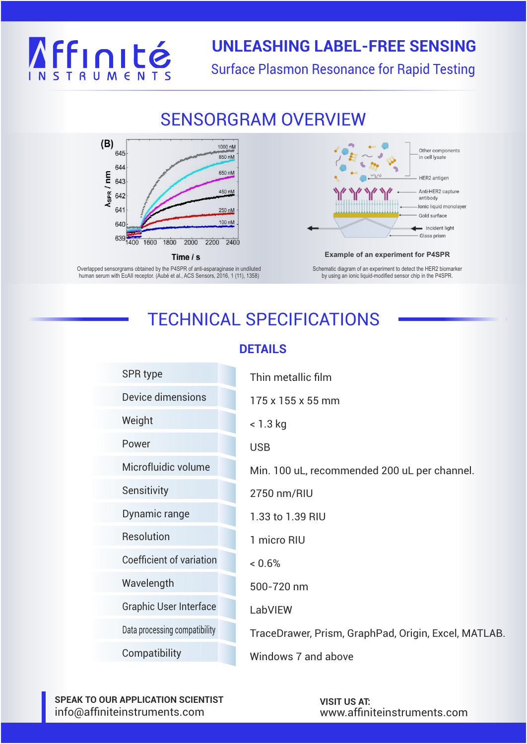# UNLEASHING LABEL-FREE SENSING

Surface Plasmon Resonance for Rapid Testing

## SENSORGRAM OVERVIEW

(B)

λSPR / nm

645
644
643
642
641
640
639

1000 nM
850 nM
650 nM
450 nM
250 nM
100 nM

1400 1600 1800 2000 2200 2400

Time / s

Overlapped sensorgrams obtained by the P4SPR of anti-asparaginase in undiluted human serum with EcAII receptor. (Aubé et al., ACS Sensors, 2016, 1 (11), 1358)

Other components in cell lysate

HER2 antigen

Anti-HER2 capture antibody

Ionic liquid monolayer

Gold surface

Incident light

Glass prism

**Example of an experiment for P4SPR**

Schematic diagram of an experiment to detect the HER2 biomarker by using an ionic liquid-modified sensor chip in the P4SPR.

## TECHNICAL SPECIFICATIONS

| | DETAILS |
|---|---|
| SPR type | Thin metallic film |
| Device dimensions | 175 x 155 x 55 mm |
| Weight | < 1.3 kg |
| Power | USB |
| Microfluidic volume | Min. 100 uL, recommended 200 uL per channel. |
| Sensitivity | 2750 nm/RIU |
| Dynamic range | 1.33 to 1.39 RIU |
| Resolution | 1 micro RIU |
| Coefficient of variation | < 0.6% |
| Wavelength | 500-720 nm |
| Graphic User Interface | LabVIEW |
| Data processing compatibility | TraceDrawer, Prism, GraphPad, Origin, Excel, MATLAB. |
| Compatibility | Windows 7 and above |

**SPEAK TO OUR APPLICATION SCIENTIST**
info@affiniteinstruments.com

**VISIT US AT:**
www.affiniteinstruments.com